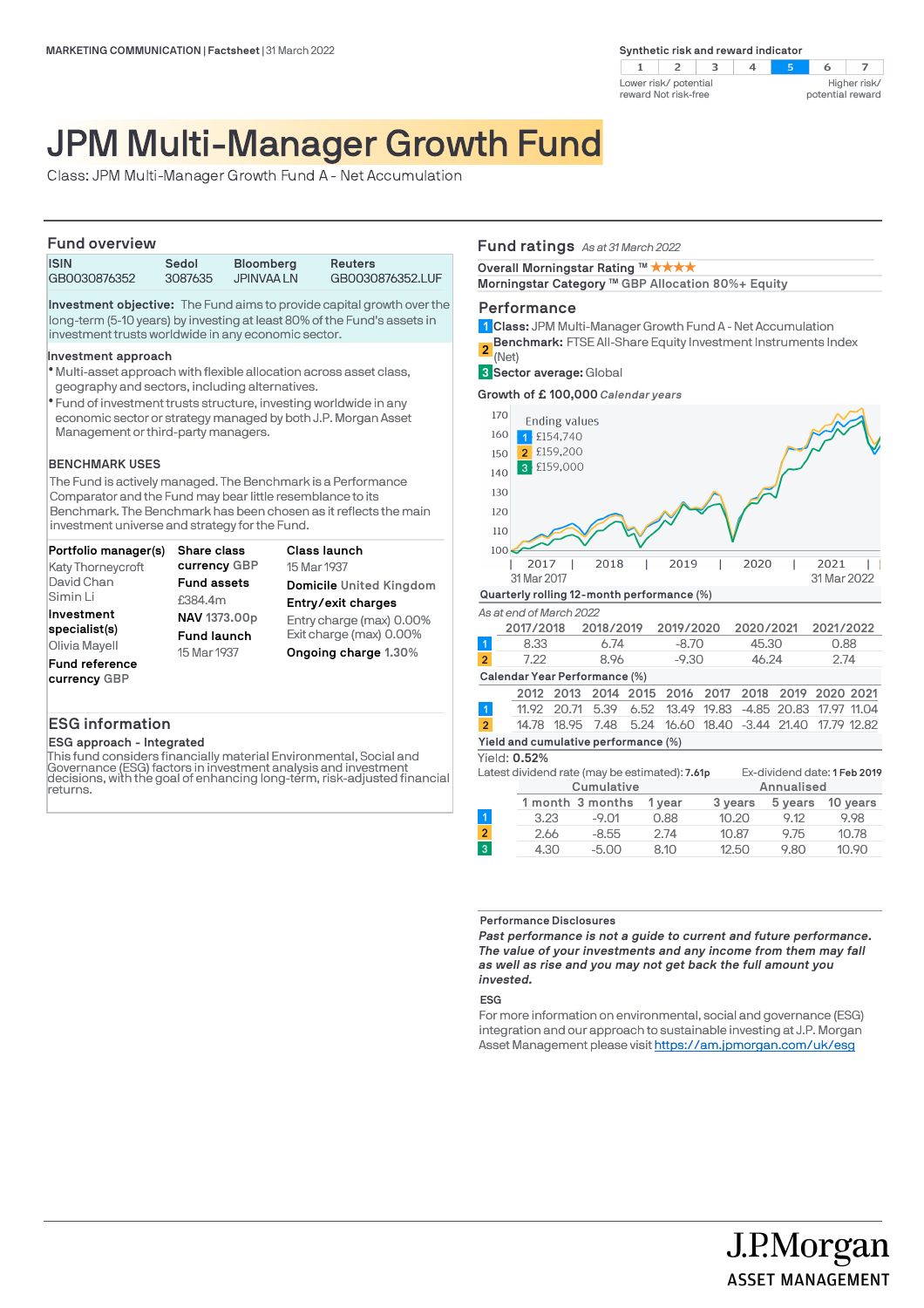MARKETING COMMUNICATION | Factsheet | 31 March 2022

Synthetic risk and reward indicator

| 1 | 2 | 3 | 4 | 5 | 6 | 7 |
|---|---|---|---|---|---|---|

Lower risk/ potential reward Not risk-free — Higher risk/ potential reward

# JPM Multi-Manager Growth Fund

Class: JPM Multi-Manager Growth Fund A - Net Accumulation

## Fund overview

| ISIN | Sedol | Bloomberg | Reuters |
|---|---|---|---|
| GB0030876352 | 3087635 | JPINVAA LN | GB0030876352.LUF |

**Investment objective:** The Fund aims to provide capital growth over the long-term (5-10 years) by investing at least 80% of the Fund's assets in investment trusts worldwide in any economic sector.

**Investment approach**

- Multi-asset approach with flexible allocation across asset class, geography and sectors, including alternatives.
- Fund of investment trusts structure, investing worldwide in any economic sector or strategy managed by both J.P. Morgan Asset Management or third-party managers.

**BENCHMARK USES**

The Fund is actively managed. The Benchmark is a Performance Comparator and the Fund may bear little resemblance to its Benchmark. The Benchmark has been chosen as it reflects the main investment universe and strategy for the Fund.

**Portfolio manager(s)**
Katy Thorneycroft
David Chan
Simin Li

**Investment specialist(s)**
Olivia Mayell

**Fund reference currency** GBP

**Share class currency** GBP

**Fund assets**
£384.4m

**NAV** 1373.00p

**Fund launch**
15 Mar 1937

**Class launch**
15 Mar 1937

**Domicile** United Kingdom

**Entry/exit charges**
Entry charge (max) 0.00%
Exit charge (max) 0.00%

**Ongoing charge** 1.30%

## ESG information

**ESG approach - Integrated**

This fund considers financially material Environmental, Social and Governance (ESG) factors in investment analysis and investment decisions, with the goal of enhancing long-term, risk-adjusted financial returns.

## Fund ratings *As at 31 March 2022*

**Overall Morningstar Rating ™** ★★★★

**Morningstar Category ™** GBP Allocation 80%+ Equity

## Performance

1 **Class:** JPM Multi-Manager Growth Fund A - Net Accumulation

2 **Benchmark:** FTSE All-Share Equity Investment Instruments Index (Net)

3 **Sector average:** Global

**Growth of £ 100,000** *Calendar years*

Ending values
1 £154,740
2 £159,200
3 £159,000

31 Mar 2017 — 31 Mar 2022

**Quarterly rolling 12-month performance (%)**

*As at end of March 2022*

| | 2017/2018 | 2018/2019 | 2019/2020 | 2020/2021 | 2021/2022 |
|---|---|---|---|---|---|
| 1 | 8.33 | 6.74 | -8.70 | 45.30 | 0.88 |
| 2 | 7.22 | 8.96 | -9.30 | 46.24 | 2.74 |

**Calendar Year Performance (%)**

| | 2012 | 2013 | 2014 | 2015 | 2016 | 2017 | 2018 | 2019 | 2020 | 2021 |
|---|---|---|---|---|---|---|---|---|---|---|
| 1 | 11.92 | 20.71 | 5.39 | 6.52 | 13.49 | 19.83 | -4.85 | 20.83 | 17.97 | 11.04 |
| 2 | 14.78 | 18.95 | 7.48 | 5.24 | 16.60 | 18.40 | -3.44 | 21.40 | 17.79 | 12.82 |

**Yield and cumulative performance (%)**

Yield: **0.52%**

Latest dividend rate (may be estimated): **7.61p**

Ex-dividend date: **1 Feb 2019**

| | Cumulative | | | Annualised | | |
|---|---|---|---|---|---|---|
| | 1 month | 3 months | 1 year | 3 years | 5 years | 10 years |
| 1 | 3.23 | -9.01 | 0.88 | 10.20 | 9.12 | 9.98 |
| 2 | 2.66 | -8.55 | 2.74 | 10.87 | 9.75 | 10.78 |
| 3 | 4.30 | -5.00 | 8.10 | 12.50 | 9.80 | 10.90 |

**Performance Disclosures**

***Past performance is not a guide to current and future performance. The value of your investments and any income from them may fall as well as rise and you may not get back the full amount you invested.***

**ESG**

For more information on environmental, social and governance (ESG) integration and our approach to sustainable investing at J.P. Morgan Asset Management please visit https://am.jpmorgan.com/uk/esg

J.P.Morgan ASSET MANAGEMENT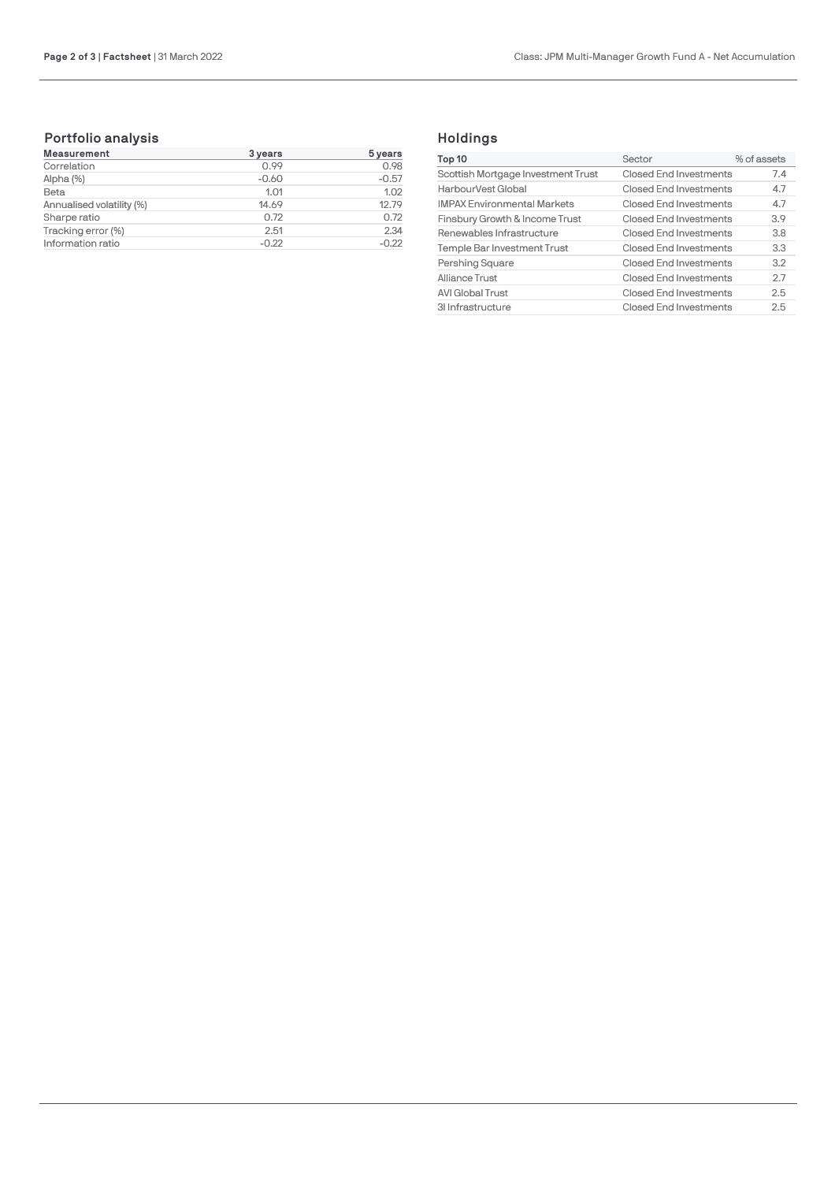## Portfolio analysis

| Measurement | 3 years | 5 years |
|---|---|---|
| Correlation | 0.99 | 0.98 |
| Alpha (%) | -0.60 | -0.57 |
| Beta | 1.01 | 1.02 |
| Annualised volatility (%) | 14.69 | 12.79 |
| Sharpe ratio | 0.72 | 0.72 |
| Tracking error (%) | 2.51 | 2.34 |
| Information ratio | -0.22 | -0.22 |

## Holdings

| Top 10 | Sector | % of assets |
|---|---|---|
| Scottish Mortgage Investment Trust | Closed End Investments | 7.4 |
| HarbourVest Global | Closed End Investments | 4.7 |
| IMPAX Environmental Markets | Closed End Investments | 4.7 |
| Finsbury Growth & Income Trust | Closed End Investments | 3.9 |
| Renewables Infrastructure | Closed End Investments | 3.8 |
| Temple Bar Investment Trust | Closed End Investments | 3.3 |
| Pershing Square | Closed End Investments | 3.2 |
| Alliance Trust | Closed End Investments | 2.7 |
| AVI Global Trust | Closed End Investments | 2.5 |
| 3I Infrastructure | Closed End Investments | 2.5 |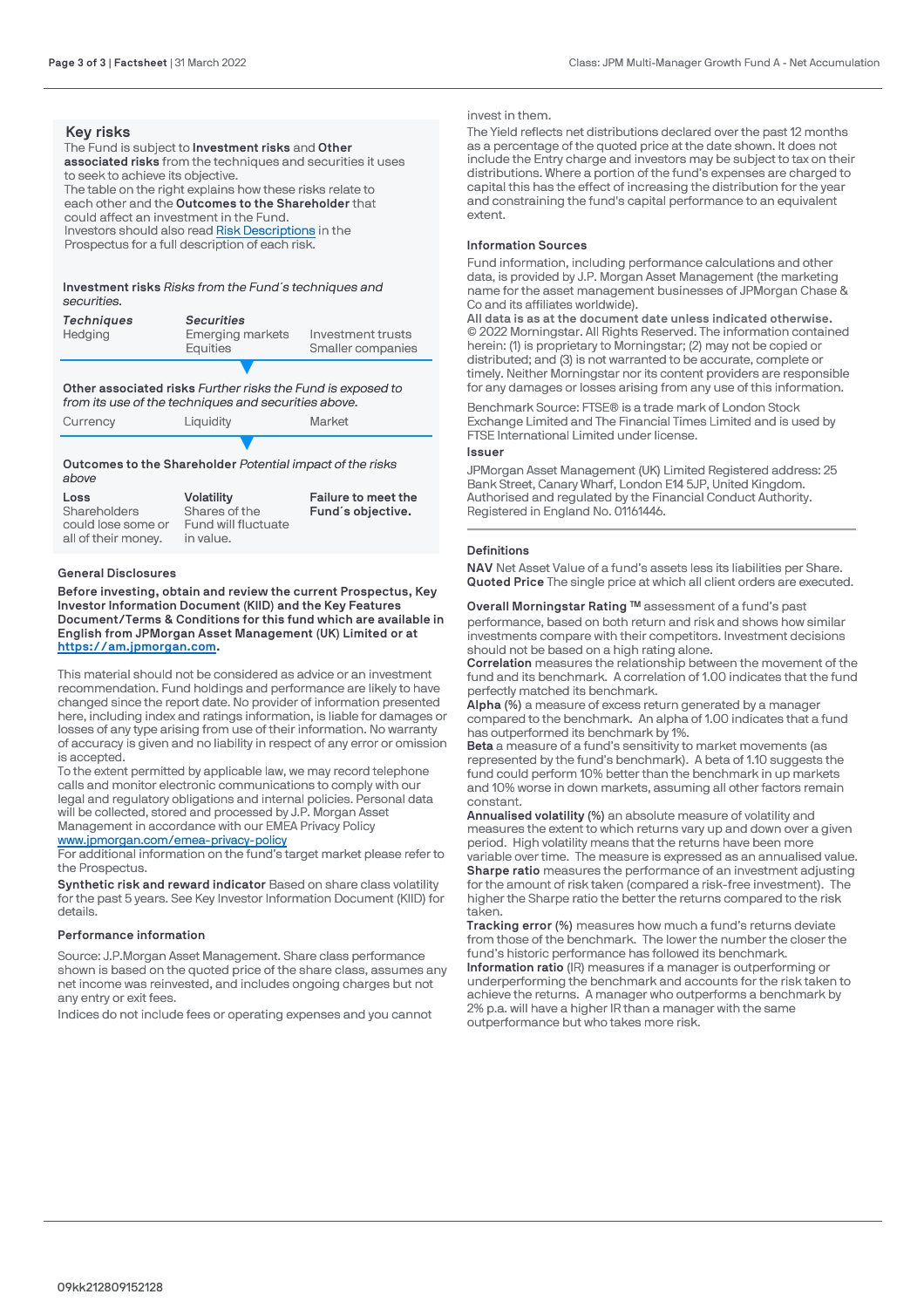## Key risks

The Fund is subject to **Investment risks** and **Other associated risks** from the techniques and securities it uses to seek to achieve its objective.

The table on the right explains how these risks relate to each other and the **Outcomes to the Shareholder** that could affect an investment in the Fund.

Investors should also read Risk Descriptions in the Prospectus for a full description of each risk.

**Investment risks** *Risks from the Fund´s techniques and securities.*

| *Techniques* | *Securities* | |
|---|---|---|
| Hedging | Emerging markets | Investment trusts |
| | Equities | Smaller companies |

**Other associated risks** *Further risks the Fund is exposed to from its use of the techniques and securities above.*

| | | |
|---|---|---|
| Currency | Liquidity | Market |

**Outcomes to the Shareholder** *Potential impact of the risks above*

| **Loss** | **Volatility** | **Failure to meet the Fund´s objective.** |
|---|---|---|
| Shareholders could lose some or all of their money. | Shares of the Fund will fluctuate in value. | |

### General Disclosures

**Before investing, obtain and review the current Prospectus, Key Investor Information Document (KIID) and the Key Features Document/Terms & Conditions for this fund which are available in English from JPMorgan Asset Management (UK) Limited or at https://am.jpmorgan.com.**

This material should not be considered as advice or an investment recommendation. Fund holdings and performance are likely to have changed since the report date. No provider of information presented here, including index and ratings information, is liable for damages or losses of any type arising from use of their information. No warranty of accuracy is given and no liability in respect of any error or omission is accepted.

To the extent permitted by applicable law, we may record telephone calls and monitor electronic communications to comply with our legal and regulatory obligations and internal policies. Personal data will be collected, stored and processed by J.P. Morgan Asset Management in accordance with our EMEA Privacy Policy www.jpmorgan.com/emea-privacy-policy

For additional information on the fund's target market please refer to the Prospectus.

**Synthetic risk and reward indicator** Based on share class volatility for the past 5 years. See Key Investor Information Document (KIID) for details.

### Performance information

Source: J.P.Morgan Asset Management. Share class performance shown is based on the quoted price of the share class, assumes any net income was reinvested, and includes ongoing charges but not any entry or exit fees.

Indices do not include fees or operating expenses and you cannot invest in them.

The Yield reflects net distributions declared over the past 12 months as a percentage of the quoted price at the date shown. It does not include the Entry charge and investors may be subject to tax on their distributions. Where a portion of the fund's expenses are charged to capital this has the effect of increasing the distribution for the year and constraining the fund's capital performance to an equivalent extent.

### Information Sources

Fund information, including performance calculations and other data, is provided by J.P. Morgan Asset Management (the marketing name for the asset management businesses of JPMorgan Chase & Co and its affiliates worldwide).

**All data is as at the document date unless indicated otherwise.**

© 2022 Morningstar. All Rights Reserved. The information contained herein: (1) is proprietary to Morningstar; (2) may not be copied or distributed; and (3) is not warranted to be accurate, complete or timely. Neither Morningstar nor its content providers are responsible for any damages or losses arising from any use of this information.

Benchmark Source: FTSE® is a trade mark of London Stock Exchange Limited and The Financial Times Limited and is used by FTSE International Limited under license.

### Issuer

JPMorgan Asset Management (UK) Limited Registered address: 25 Bank Street, Canary Wharf, London E14 5JP, United Kingdom. Authorised and regulated by the Financial Conduct Authority. Registered in England No. 01161446.

### Definitions

**NAV** Net Asset Value of a fund's assets less its liabilities per Share.
**Quoted Price** The single price at which all client orders are executed.

**Overall Morningstar Rating ™** assessment of a fund's past performance, based on both return and risk and shows how similar investments compare with their competitors. Investment decisions should not be based on a high rating alone.

**Correlation** measures the relationship between the movement of the fund and its benchmark. A correlation of 1.00 indicates that the fund perfectly matched its benchmark.

**Alpha (%)** a measure of excess return generated by a manager compared to the benchmark. An alpha of 1.00 indicates that a fund has outperformed its benchmark by 1%.

**Beta** a measure of a fund's sensitivity to market movements (as represented by the fund's benchmark). A beta of 1.10 suggests the fund could perform 10% better than the benchmark in up markets and 10% worse in down markets, assuming all other factors remain constant.

**Annualised volatility (%)** an absolute measure of volatility and measures the extent to which returns vary up and down over a given period. High volatility means that the returns have been more variable over time. The measure is expressed as an annualised value.

**Sharpe ratio** measures the performance of an investment adjusting for the amount of risk taken (compared a risk-free investment). The higher the Sharpe ratio the better the returns compared to the risk taken.

**Tracking error (%)** measures how much a fund's returns deviate from those of the benchmark. The lower the number the closer the fund's historic performance has followed its benchmark.

**Information ratio** (IR) measures if a manager is outperforming or underperforming the benchmark and accounts for the risk taken to achieve the returns. A manager who outperforms a benchmark by 2% p.a. will have a higher IR than a manager with the same outperformance but who takes more risk.

09kk212809152128